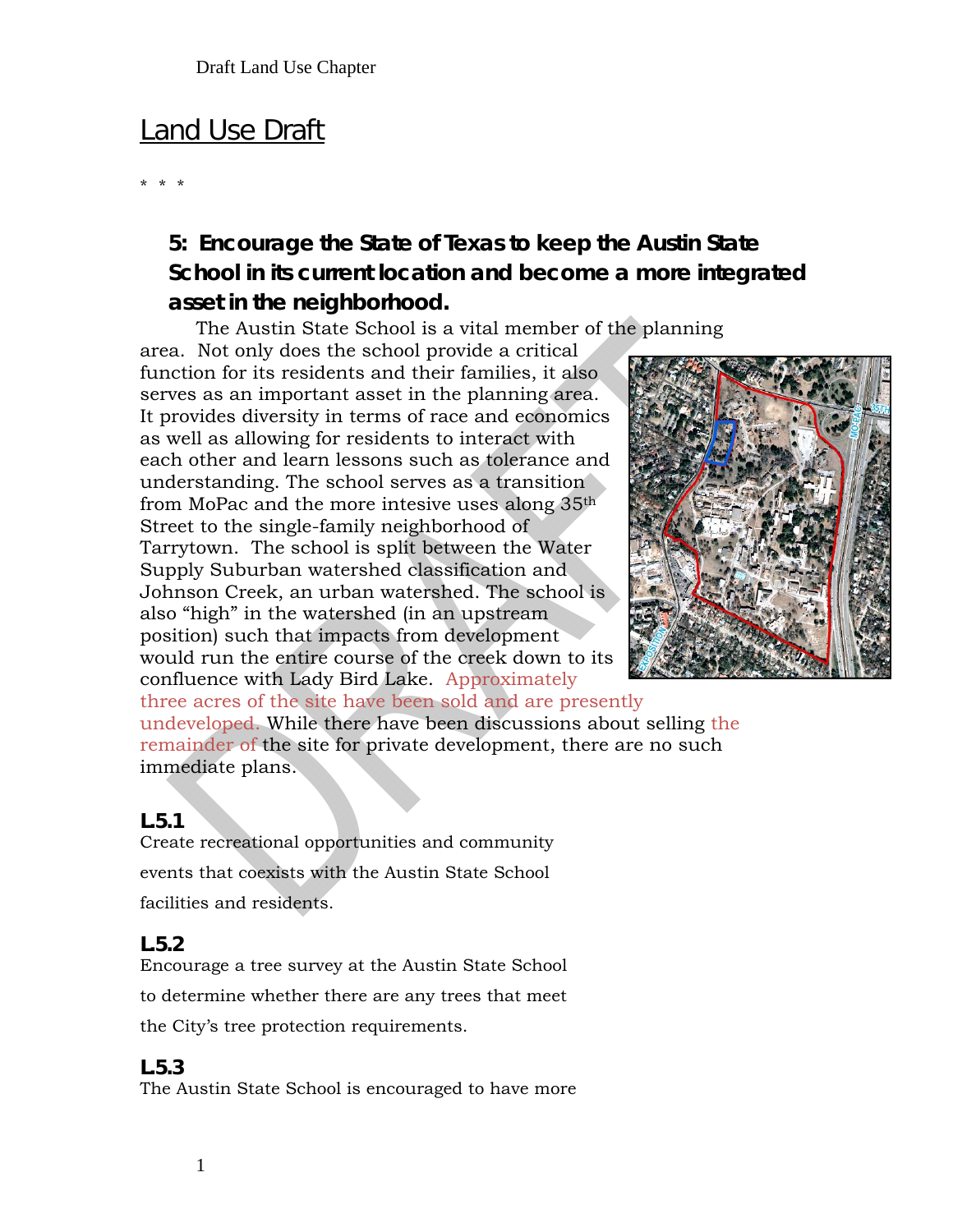# Land Use Draft

\* \* \*

### 5: Encourage the State of Texas to keep the Austin State School in its current location and become a more integrated asset in the neighborhood.

The Austin State School is a vital member of the planning area. Not only does the school provide a critical function for its residents and their families, it also serves as an important asset in the planning area. It provides diversity in terms of race and economics as well as allowing for residents to interact with each other and learn lessons such as tolerance and understanding. The school serves as a transition from MoPac and the more intesive uses along 35th Street to the single-family neighborhood of Tarrytown. The school is split between the Water Supply Suburban watershed classification and Johnson Creek, an urban watershed. The school is also "high" in the watershed (in an upstream position) such that impacts from development would run the entire course of the creek down to its confluence with Lady Bird Lake. Approximately three acres of the site have been sold and are presently undeveloped. While there have been discussions about selling the remainder of the site for private development, there are no such immediate plans.

**L5.1**
Create recreational opportunities and community events that coexists with the Austin State School facilities and residents.

**L5.2**
Encourage a tree survey at the Austin State School to determine whether there are any trees that meet the City's tree protection requirements.

**L5.3**
The Austin State School is encouraged to have more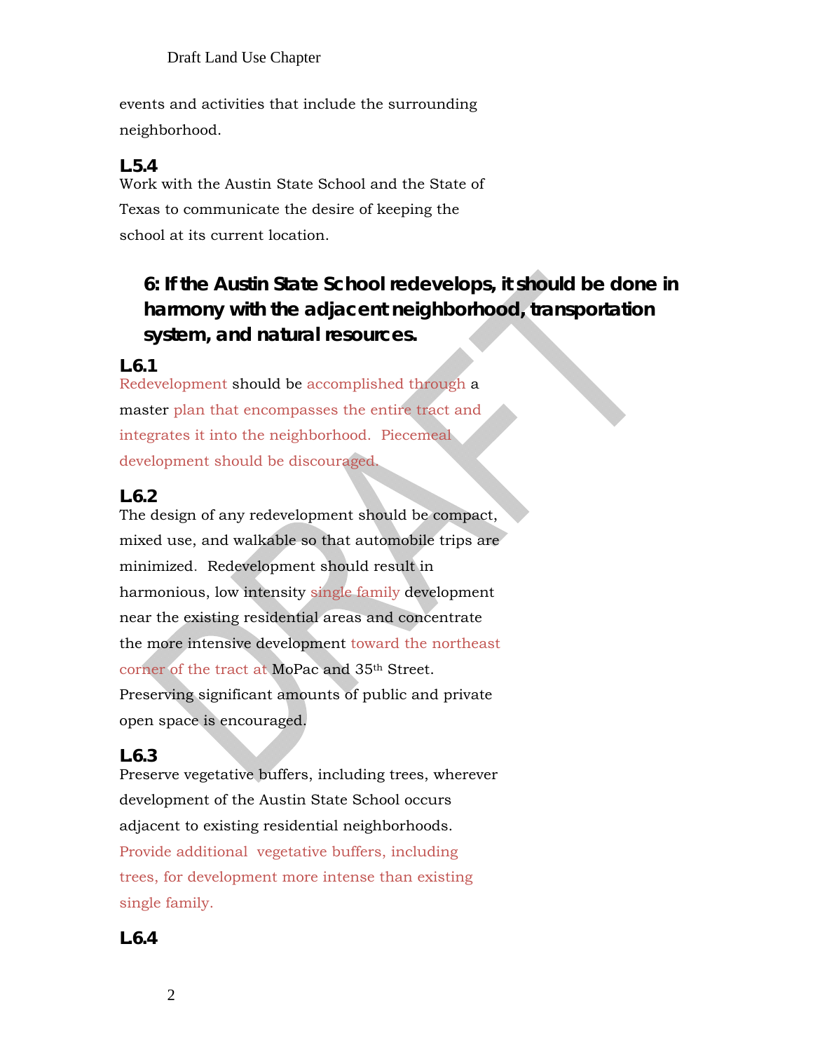events and activities that include the surrounding neighborhood.

### L5.4

Work with the Austin State School and the State of Texas to communicate the desire of keeping the school at its current location.

## 6: If the Austin State School redevelops, it should be done in harmony with the adjacent neighborhood, transportation system, and natural resources.

### L6.1

Redevelopment should be accomplished through a master plan that encompasses the entire tract and integrates it into the neighborhood. Piecemeal development should be discouraged.

### L6.2

The design of any redevelopment should be compact, mixed use, and walkable so that automobile trips are minimized. Redevelopment should result in harmonious, low intensity single family development near the existing residential areas and concentrate the more intensive development toward the northeast corner of the tract at MoPac and 35th Street. Preserving significant amounts of public and private open space is encouraged.

### L6.3

Preserve vegetative buffers, including trees, wherever development of the Austin State School occurs adjacent to existing residential neighborhoods. Provide additional vegetative buffers, including trees, for development more intense than existing single family.

### L6.4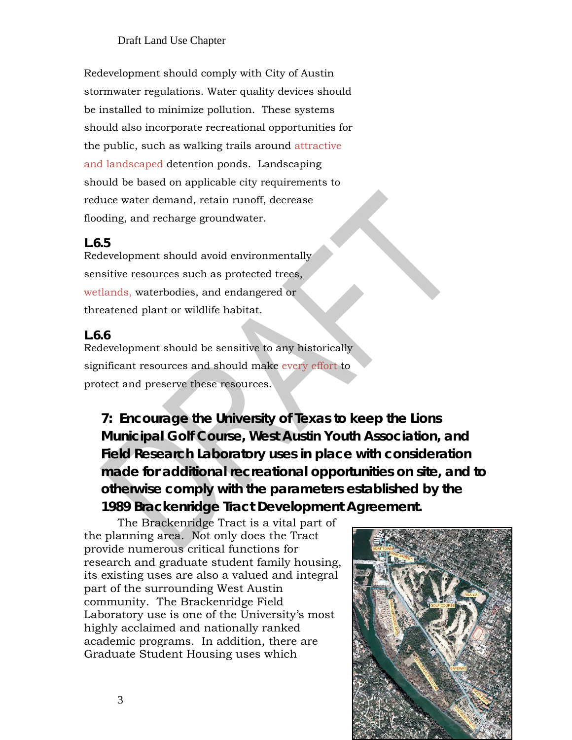Redevelopment should comply with City of Austin stormwater regulations. Water quality devices should be installed to minimize pollution. These systems should also incorporate recreational opportunities for the public, such as walking trails around attractive and landscaped detention ponds. Landscaping should be based on applicable city requirements to reduce water demand, retain runoff, decrease flooding, and recharge groundwater.

**L6.5**
Redevelopment should avoid environmentally sensitive resources such as protected trees, wetlands, waterbodies, and endangered or threatened plant or wildlife habitat.

**L6.6**
Redevelopment should be sensitive to any historically significant resources and should make every effort to protect and preserve these resources.

## 7: Encourage the University of Texas to keep the Lions Municipal Golf Course, West Austin Youth Association, and Field Research Laboratory uses in place with consideration made for additional recreational opportunities on site, and to otherwise comply with the parameters established by the 1989 Brackenridge Tract Development Agreement.

The Brackenridge Tract is a vital part of the planning area. Not only does the Tract provide numerous critical functions for research and graduate student family housing, its existing uses are also a valued and integral part of the surrounding West Austin community. The Brackenridge Field Laboratory use is one of the University's most highly acclaimed and nationally ranked academic programs. In addition, there are Graduate Student Housing uses which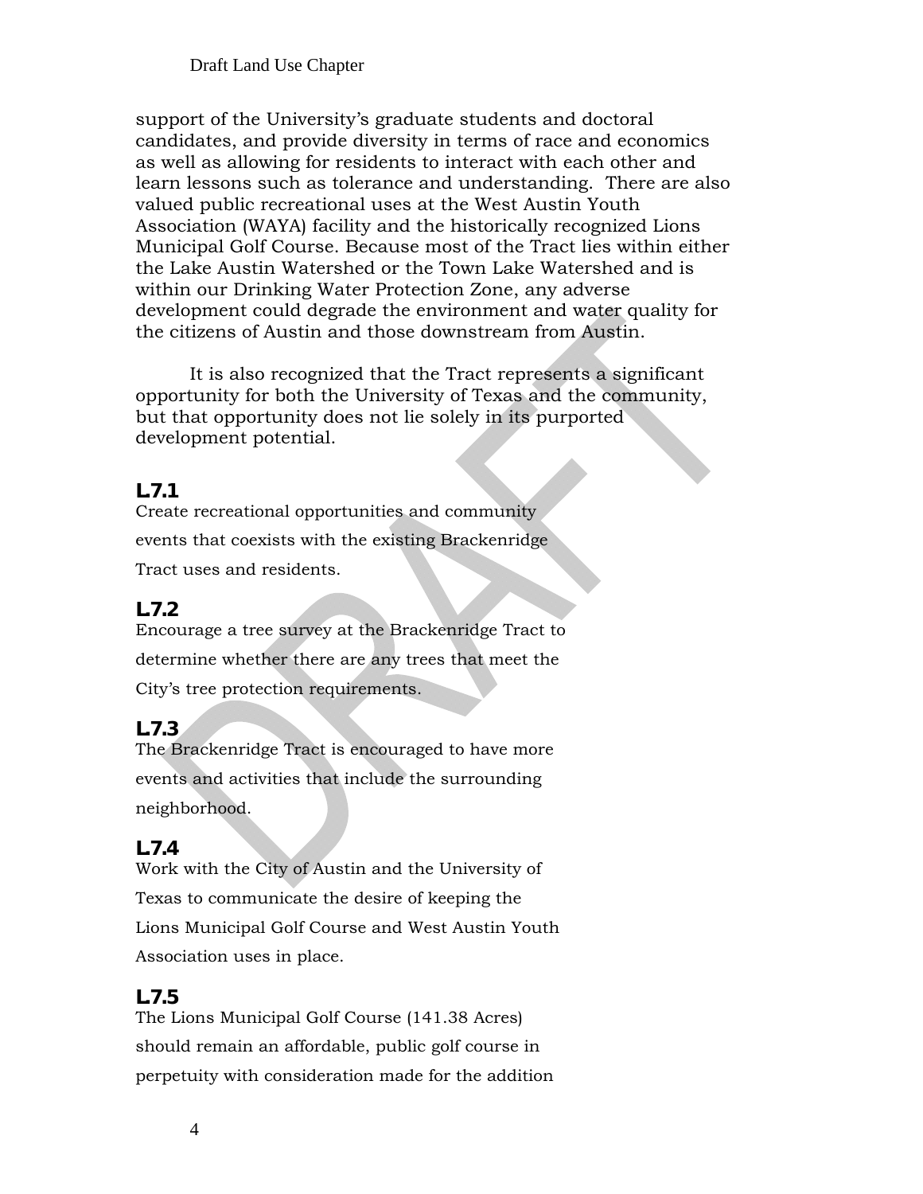support of the University's graduate students and doctoral candidates, and provide diversity in terms of race and economics as well as allowing for residents to interact with each other and learn lessons such as tolerance and understanding. There are also valued public recreational uses at the West Austin Youth Association (WAYA) facility and the historically recognized Lions Municipal Golf Course. Because most of the Tract lies within either the Lake Austin Watershed or the Town Lake Watershed and is within our Drinking Water Protection Zone, any adverse development could degrade the environment and water quality for the citizens of Austin and those downstream from Austin.

It is also recognized that the Tract represents a significant opportunity for both the University of Texas and the community, but that opportunity does not lie solely in its purported development potential.

### L7.1
Create recreational opportunities and community events that coexists with the existing Brackenridge Tract uses and residents.

### L7.2
Encourage a tree survey at the Brackenridge Tract to determine whether there are any trees that meet the City's tree protection requirements.

### L7.3
The Brackenridge Tract is encouraged to have more events and activities that include the surrounding neighborhood.

### L7.4
Work with the City of Austin and the University of Texas to communicate the desire of keeping the Lions Municipal Golf Course and West Austin Youth Association uses in place.

### L7.5
The Lions Municipal Golf Course (141.38 Acres) should remain an affordable, public golf course in perpetuity with consideration made for the addition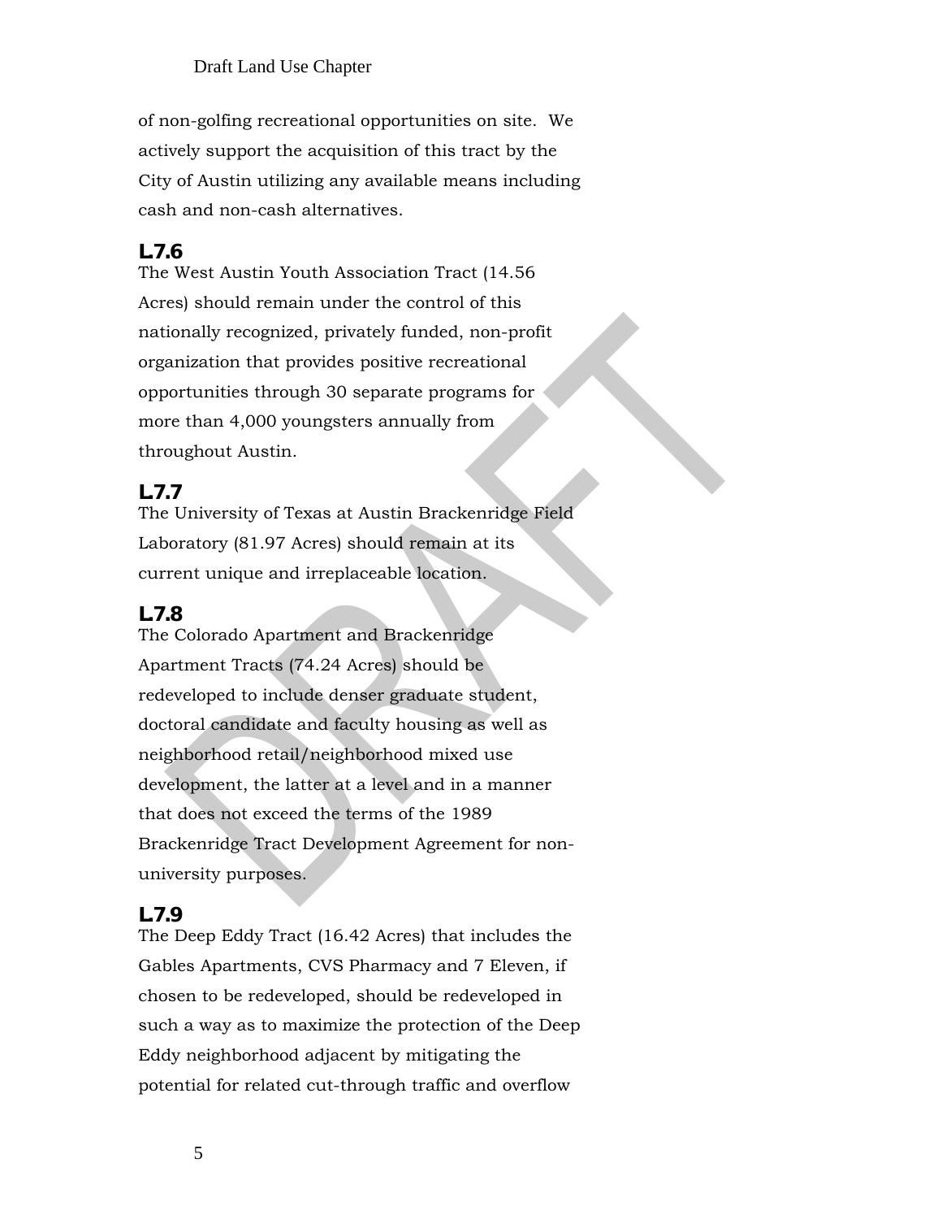of non-golfing recreational opportunities on site. We actively support the acquisition of this tract by the City of Austin utilizing any available means including cash and non-cash alternatives.

### L7.6

The West Austin Youth Association Tract (14.56 Acres) should remain under the control of this nationally recognized, privately funded, non-profit organization that provides positive recreational opportunities through 30 separate programs for more than 4,000 youngsters annually from throughout Austin.

### L7.7

The University of Texas at Austin Brackenridge Field Laboratory (81.97 Acres) should remain at its current unique and irreplaceable location.

### L7.8

The Colorado Apartment and Brackenridge Apartment Tracts (74.24 Acres) should be redeveloped to include denser graduate student, doctoral candidate and faculty housing as well as neighborhood retail/neighborhood mixed use development, the latter at a level and in a manner that does not exceed the terms of the 1989 Brackenridge Tract Development Agreement for non-university purposes.

### L7.9

The Deep Eddy Tract (16.42 Acres) that includes the Gables Apartments, CVS Pharmacy and 7 Eleven, if chosen to be redeveloped, should be redeveloped in such a way as to maximize the protection of the Deep Eddy neighborhood adjacent by mitigating the potential for related cut-through traffic and overflow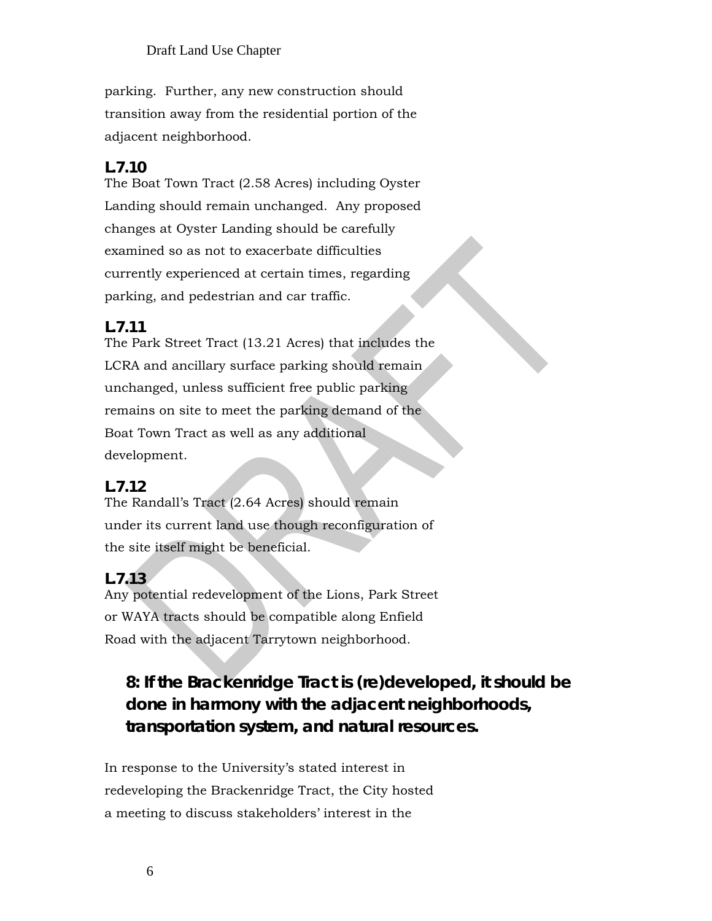parking. Further, any new construction should transition away from the residential portion of the adjacent neighborhood.

**L7.10**
The Boat Town Tract (2.58 Acres) including Oyster Landing should remain unchanged. Any proposed changes at Oyster Landing should be carefully examined so as not to exacerbate difficulties currently experienced at certain times, regarding parking, and pedestrian and car traffic.

**L7.11**
The Park Street Tract (13.21 Acres) that includes the LCRA and ancillary surface parking should remain unchanged, unless sufficient free public parking remains on site to meet the parking demand of the Boat Town Tract as well as any additional development.

**L7.12**
The Randall's Tract (2.64 Acres) should remain under its current land use though reconfiguration of the site itself might be beneficial.

**L7.13**
Any potential redevelopment of the Lions, Park Street or WAYA tracts should be compatible along Enfield Road with the adjacent Tarrytown neighborhood.

## 8: If the Brackenridge Tract is (re)developed, it should be done in harmony with the adjacent neighborhoods, transportation system, and natural resources.

In response to the University's stated interest in redeveloping the Brackenridge Tract, the City hosted a meeting to discuss stakeholders' interest in the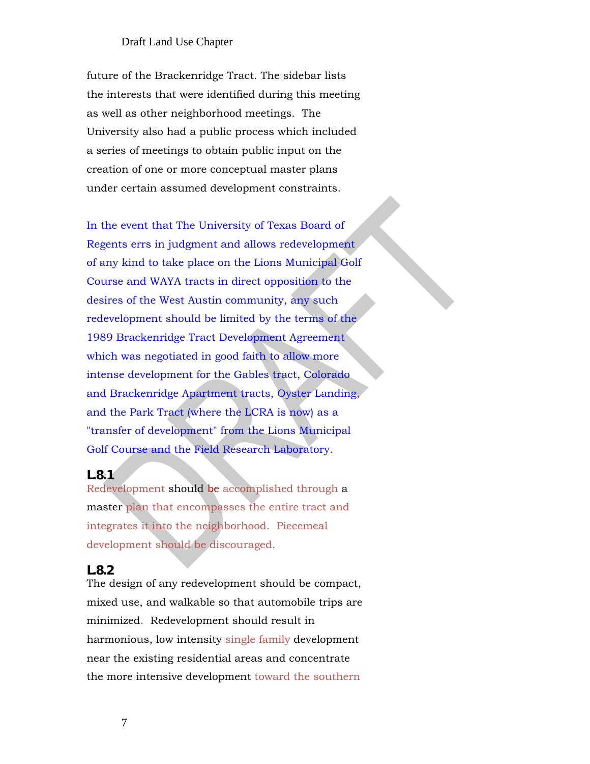future of the Brackenridge Tract. The sidebar lists the interests that were identified during this meeting as well as other neighborhood meetings. The University also had a public process which included a series of meetings to obtain public input on the creation of one or more conceptual master plans under certain assumed development constraints.

In the event that The University of Texas Board of Regents errs in judgment and allows redevelopment of any kind to take place on the Lions Municipal Golf Course and WAYA tracts in direct opposition to the desires of the West Austin community, any such redevelopment should be limited by the terms of the 1989 Brackenridge Tract Development Agreement which was negotiated in good faith to allow more intense development for the Gables tract, Colorado and Brackenridge Apartment tracts, Oyster Landing, and the Park Tract (where the LCRA is now) as a "transfer of development" from the Lions Municipal Golf Course and the Field Research Laboratory.

### L8.1

Redevelopment should be accomplished through a master plan that encompasses the entire tract and integrates it into the neighborhood. Piecemeal development should be discouraged.

### L8.2

The design of any redevelopment should be compact, mixed use, and walkable so that automobile trips are minimized. Redevelopment should result in harmonious, low intensity single family development near the existing residential areas and concentrate the more intensive development toward the southern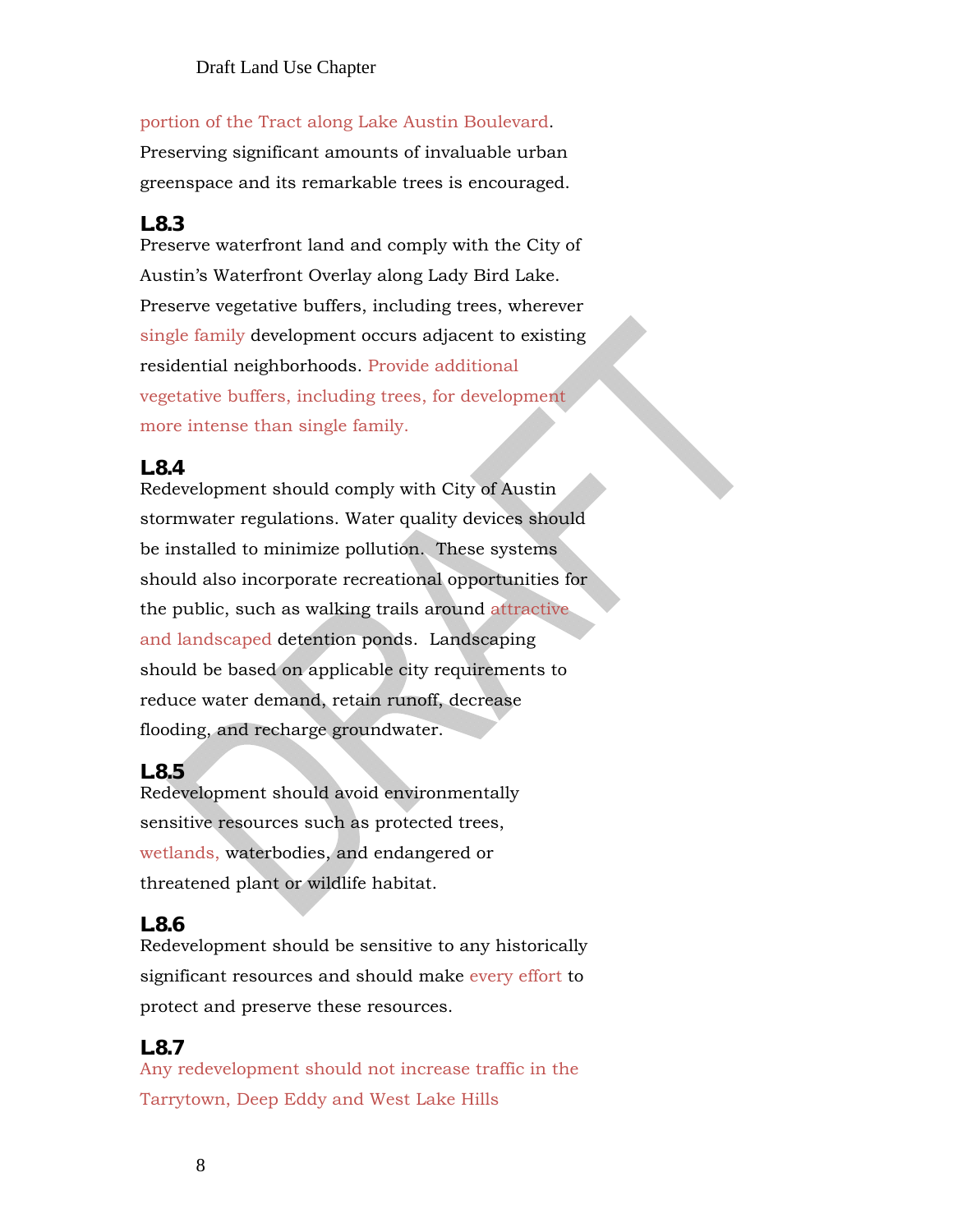portion of the Tract along Lake Austin Boulevard. Preserving significant amounts of invaluable urban greenspace and its remarkable trees is encouraged.

### L8.3

Preserve waterfront land and comply with the City of Austin's Waterfront Overlay along Lady Bird Lake. Preserve vegetative buffers, including trees, wherever single family development occurs adjacent to existing residential neighborhoods. Provide additional vegetative buffers, including trees, for development more intense than single family.

### L8.4

Redevelopment should comply with City of Austin stormwater regulations. Water quality devices should be installed to minimize pollution. These systems should also incorporate recreational opportunities for the public, such as walking trails around attractive and landscaped detention ponds. Landscaping should be based on applicable city requirements to reduce water demand, retain runoff, decrease flooding, and recharge groundwater.

### L8.5

Redevelopment should avoid environmentally sensitive resources such as protected trees, wetlands, waterbodies, and endangered or threatened plant or wildlife habitat.

### L8.6

Redevelopment should be sensitive to any historically significant resources and should make every effort to protect and preserve these resources.

### L8.7

Any redevelopment should not increase traffic in the Tarrytown, Deep Eddy and West Lake Hills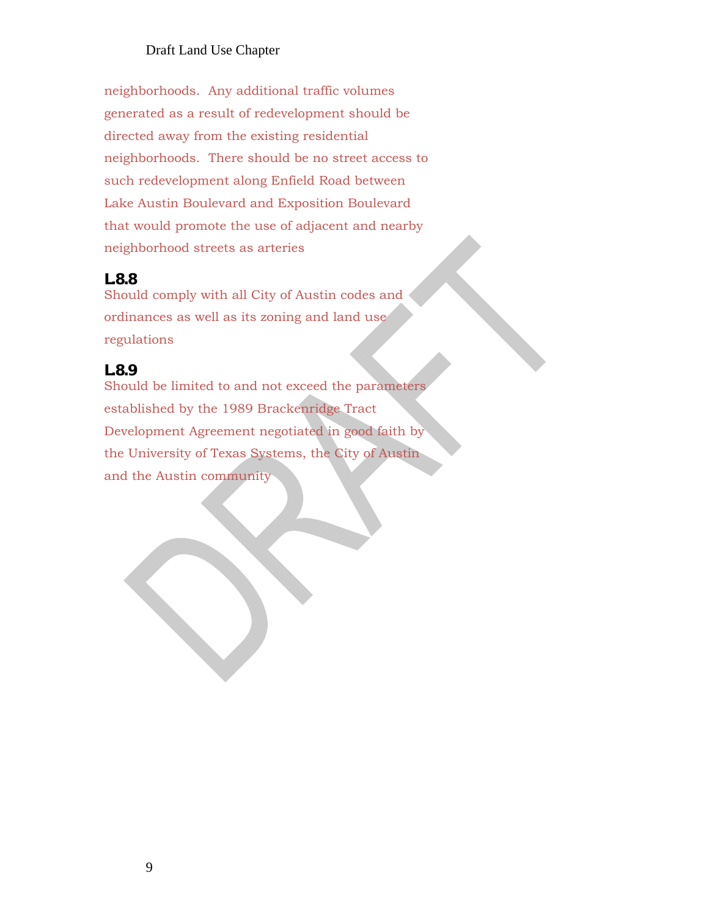neighborhoods. Any additional traffic volumes generated as a result of redevelopment should be directed away from the existing residential neighborhoods. There should be no street access to such redevelopment along Enfield Road between Lake Austin Boulevard and Exposition Boulevard that would promote the use of adjacent and nearby neighborhood streets as arteries

### L8.8

Should comply with all City of Austin codes and ordinances as well as its zoning and land use regulations

### L8.9

Should be limited to and not exceed the parameters established by the 1989 Brackenridge Tract Development Agreement negotiated in good faith by the University of Texas Systems, the City of Austin and the Austin community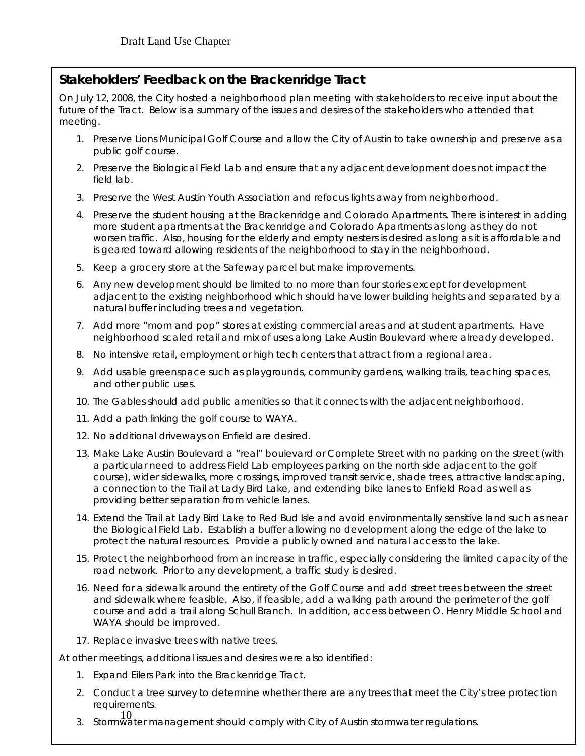## Stakeholders' Feedback on the Brackenridge Tract

On July 12, 2008, the City hosted a neighborhood plan meeting with stakeholders to receive input about the future of the Tract. Below is a summary of the issues and desires of the stakeholders who attended that meeting.

1. Preserve Lions Municipal Golf Course and allow the City of Austin to take ownership and preserve as a public golf course.
2. Preserve the Biological Field Lab and ensure that any adjacent development does not impact the field lab.
3. Preserve the West Austin Youth Association and refocus lights away from neighborhood.
4. Preserve the student housing at the Brackenridge and Colorado Apartments. There is interest in adding more student apartments at the Brackenridge and Colorado Apartments as long as they do not worsen traffic. Also, housing for the elderly and empty nesters is desired as long as it is affordable and is geared toward allowing residents of the neighborhood to stay in the neighborhood.
5. Keep a grocery store at the Safeway parcel but make improvements.
6. Any new development should be limited to no more than four stories except for development adjacent to the existing neighborhood which should have lower building heights and separated by a natural buffer including trees and vegetation.
7. Add more "mom and pop" stores at existing commercial areas and at student apartments. Have neighborhood scaled retail and mix of uses along Lake Austin Boulevard where already developed.
8. No intensive retail, employment or high tech centers that attract from a regional area.
9. Add usable greenspace such as playgrounds, community gardens, walking trails, teaching spaces, and other public uses.
10. The Gables should add public amenities so that it connects with the adjacent neighborhood.
11. Add a path linking the golf course to WAYA.
12. No additional driveways on Enfield are desired.
13. Make Lake Austin Boulevard a "real" boulevard or Complete Street with no parking on the street (with a particular need to address Field Lab employees parking on the north side adjacent to the golf course), wider sidewalks, more crossings, improved transit service, shade trees, attractive landscaping, a connection to the Trail at Lady Bird Lake, and extending bike lanes to Enfield Road as well as providing better separation from vehicle lanes.
14. Extend the Trail at Lady Bird Lake to Red Bud Isle and avoid environmentally sensitive land such as near the Biological Field Lab. Establish a buffer allowing no development along the edge of the lake to protect the natural resources. Provide a publicly owned and natural access to the lake.
15. Protect the neighborhood from an increase in traffic, especially considering the limited capacity of the road network. Prior to any development, a traffic study is desired.
16. Need for a sidewalk around the entirety of the Golf Course and add street trees between the street and sidewalk where feasible. Also, if feasible, add a walking path around the perimeter of the golf course and add a trail along Schull Branch. In addition, access between O. Henry Middle School and WAYA should be improved.
17. Replace invasive trees with native trees.

At other meetings, additional issues and desires were also identified:

1. Expand Eilers Park into the Brackenridge Tract.
2. Conduct a tree survey to determine whether there are any trees that meet the City's tree protection requirements.
3. Stormwater management should comply with City of Austin stormwater regulations.